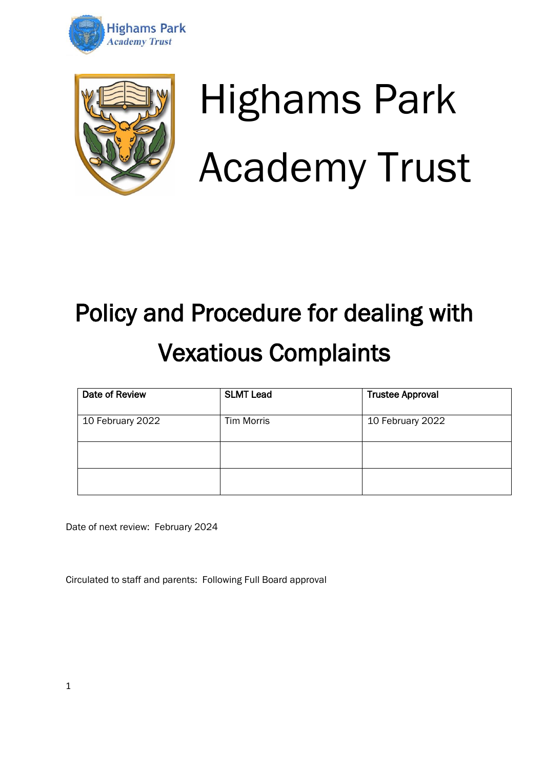Highams Park Academy Trust

# Highams Park Academy Trust

## Policy and Procedure for dealing with Vexatious Complaints

| Date of Review | SLMT Lead | Trustee Approval |
|---|---|---|
| 10 February 2022 | Tim Morris | 10 February 2022 |
| | | |
| | | |

Date of next review: February 2024

Circulated to staff and parents: Following Full Board approval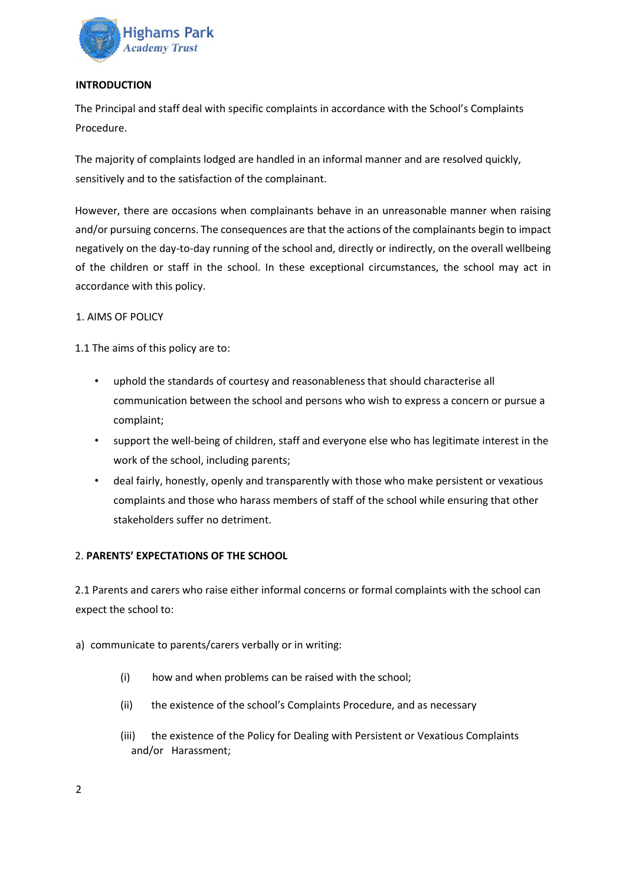**INTRODUCTION**

The Principal and staff deal with specific complaints in accordance with the School's Complaints Procedure.

The majority of complaints lodged are handled in an informal manner and are resolved quickly, sensitively and to the satisfaction of the complainant.

However, there are occasions when complainants behave in an unreasonable manner when raising and/or pursuing concerns. The consequences are that the actions of the complainants begin to impact negatively on the day-to-day running of the school and, directly or indirectly, on the overall wellbeing of the children or staff in the school. In these exceptional circumstances, the school may act in accordance with this policy.

1. AIMS OF POLICY

1.1 The aims of this policy are to:

- uphold the standards of courtesy and reasonableness that should characterise all communication between the school and persons who wish to express a concern or pursue a complaint;
- support the well-being of children, staff and everyone else who has legitimate interest in the work of the school, including parents;
- deal fairly, honestly, openly and transparently with those who make persistent or vexatious complaints and those who harass members of staff of the school while ensuring that other stakeholders suffer no detriment.

2. **PARENTS' EXPECTATIONS OF THE SCHOOL**

2.1 Parents and carers who raise either informal concerns or formal complaints with the school can expect the school to:

a) communicate to parents/carers verbally or in writing:

(i) how and when problems can be raised with the school;

(ii) the existence of the school's Complaints Procedure, and as necessary

(iii) the existence of the Policy for Dealing with Persistent or Vexatious Complaints and/or Harassment;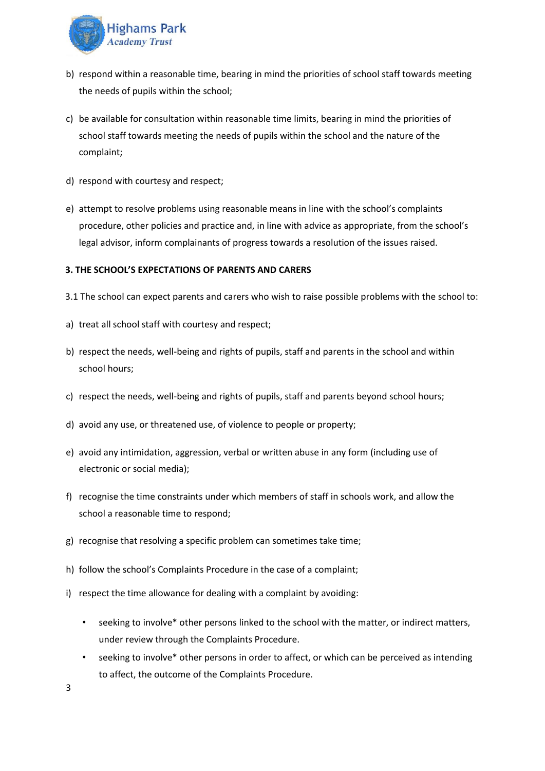b) respond within a reasonable time, bearing in mind the priorities of school staff towards meeting the needs of pupils within the school;

c) be available for consultation within reasonable time limits, bearing in mind the priorities of school staff towards meeting the needs of pupils within the school and the nature of the complaint;

d) respond with courtesy and respect;

e) attempt to resolve problems using reasonable means in line with the school's complaints procedure, other policies and practice and, in line with advice as appropriate, from the school's legal advisor, inform complainants of progress towards a resolution of the issues raised.

**3. THE SCHOOL'S EXPECTATIONS OF PARENTS AND CARERS**

3.1 The school can expect parents and carers who wish to raise possible problems with the school to:

a) treat all school staff with courtesy and respect;

b) respect the needs, well-being and rights of pupils, staff and parents in the school and within school hours;

c) respect the needs, well-being and rights of pupils, staff and parents beyond school hours;

d) avoid any use, or threatened use, of violence to people or property;

e) avoid any intimidation, aggression, verbal or written abuse in any form (including use of electronic or social media);

f) recognise the time constraints under which members of staff in schools work, and allow the school a reasonable time to respond;

g) recognise that resolving a specific problem can sometimes take time;

h) follow the school's Complaints Procedure in the case of a complaint;

i) respect the time allowance for dealing with a complaint by avoiding:

- seeking to involve* other persons linked to the school with the matter, or indirect matters, under review through the Complaints Procedure.
- seeking to involve* other persons in order to affect, or which can be perceived as intending to affect, the outcome of the Complaints Procedure.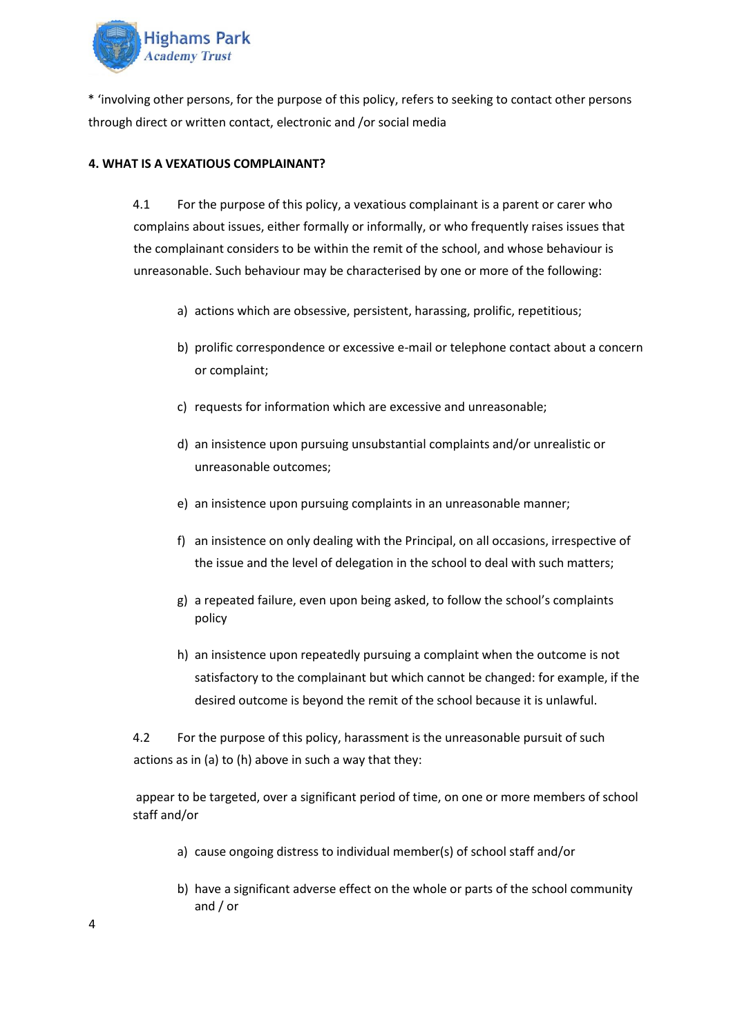* ‘involving other persons, for the purpose of this policy, refers to seeking to contact other persons through direct or written contact, electronic and /or social media

**4. WHAT IS A VEXATIOUS COMPLAINANT?**

4.1 For the purpose of this policy, a vexatious complainant is a parent or carer who complains about issues, either formally or informally, or who frequently raises issues that the complainant considers to be within the remit of the school, and whose behaviour is unreasonable. Such behaviour may be characterised by one or more of the following:

a) actions which are obsessive, persistent, harassing, prolific, repetitious;

b) prolific correspondence or excessive e-mail or telephone contact about a concern or complaint;

c) requests for information which are excessive and unreasonable;

d) an insistence upon pursuing unsubstantial complaints and/or unrealistic or unreasonable outcomes;

e) an insistence upon pursuing complaints in an unreasonable manner;

f) an insistence on only dealing with the Principal, on all occasions, irrespective of the issue and the level of delegation in the school to deal with such matters;

g) a repeated failure, even upon being asked, to follow the school’s complaints policy

h) an insistence upon repeatedly pursuing a complaint when the outcome is not satisfactory to the complainant but which cannot be changed: for example, if the desired outcome is beyond the remit of the school because it is unlawful.

4.2 For the purpose of this policy, harassment is the unreasonable pursuit of such actions as in (a) to (h) above in such a way that they:

appear to be targeted, over a significant period of time, on one or more members of school staff and/or

a) cause ongoing distress to individual member(s) of school staff and/or

b) have a significant adverse effect on the whole or parts of the school community and / or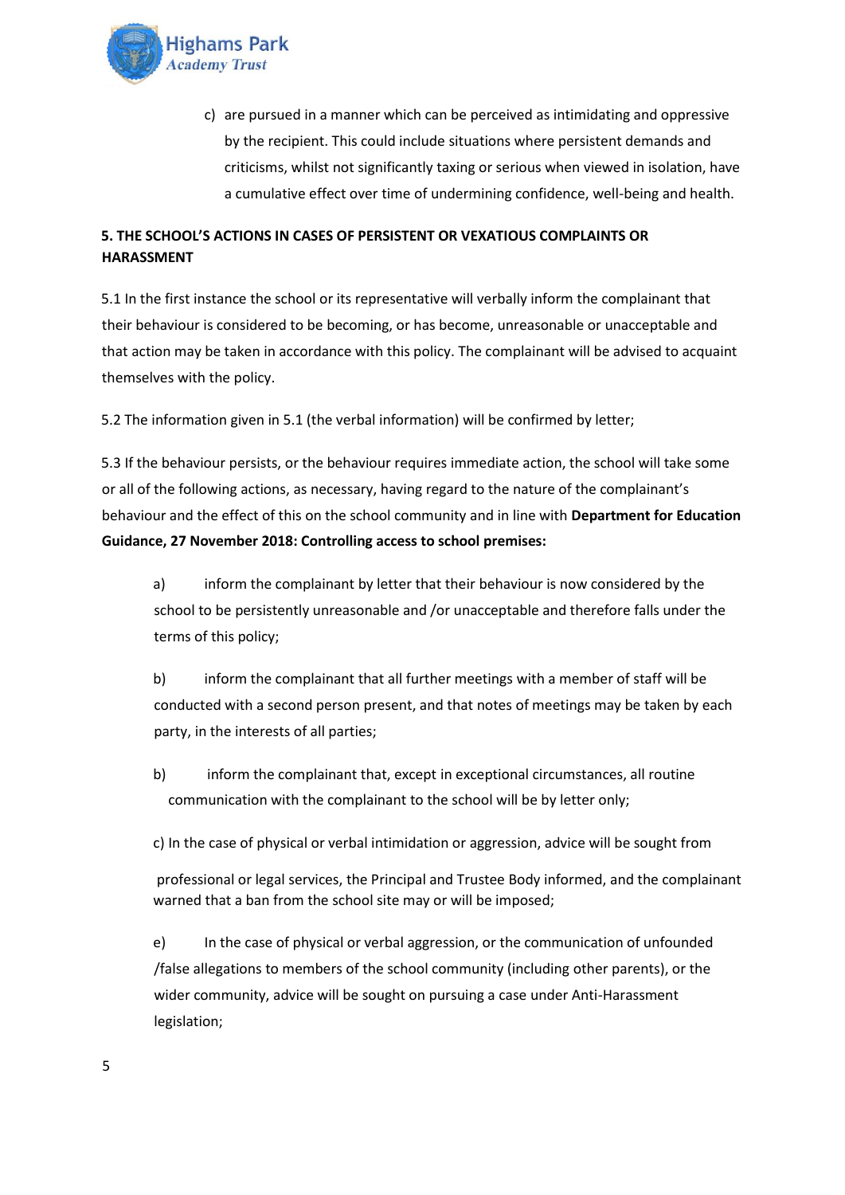c) are pursued in a manner which can be perceived as intimidating and oppressive by the recipient. This could include situations where persistent demands and criticisms, whilst not significantly taxing or serious when viewed in isolation, have a cumulative effect over time of undermining confidence, well-being and health.

**5. THE SCHOOL'S ACTIONS IN CASES OF PERSISTENT OR VEXATIOUS COMPLAINTS OR HARASSMENT**

5.1 In the first instance the school or its representative will verbally inform the complainant that their behaviour is considered to be becoming, or has become, unreasonable or unacceptable and that action may be taken in accordance with this policy. The complainant will be advised to acquaint themselves with the policy.

5.2 The information given in 5.1 (the verbal information) will be confirmed by letter;

5.3 If the behaviour persists, or the behaviour requires immediate action, the school will take some or all of the following actions, as necessary, having regard to the nature of the complainant's behaviour and the effect of this on the school community and in line with **Department for Education Guidance, 27 November 2018: Controlling access to school premises:**

a) inform the complainant by letter that their behaviour is now considered by the school to be persistently unreasonable and /or unacceptable and therefore falls under the terms of this policy;

b) inform the complainant that all further meetings with a member of staff will be conducted with a second person present, and that notes of meetings may be taken by each party, in the interests of all parties;

b) inform the complainant that, except in exceptional circumstances, all routine communication with the complainant to the school will be by letter only;

c) In the case of physical or verbal intimidation or aggression, advice will be sought from professional or legal services, the Principal and Trustee Body informed, and the complainant warned that a ban from the school site may or will be imposed;

e) In the case of physical or verbal aggression, or the communication of unfounded /false allegations to members of the school community (including other parents), or the wider community, advice will be sought on pursuing a case under Anti-Harassment legislation;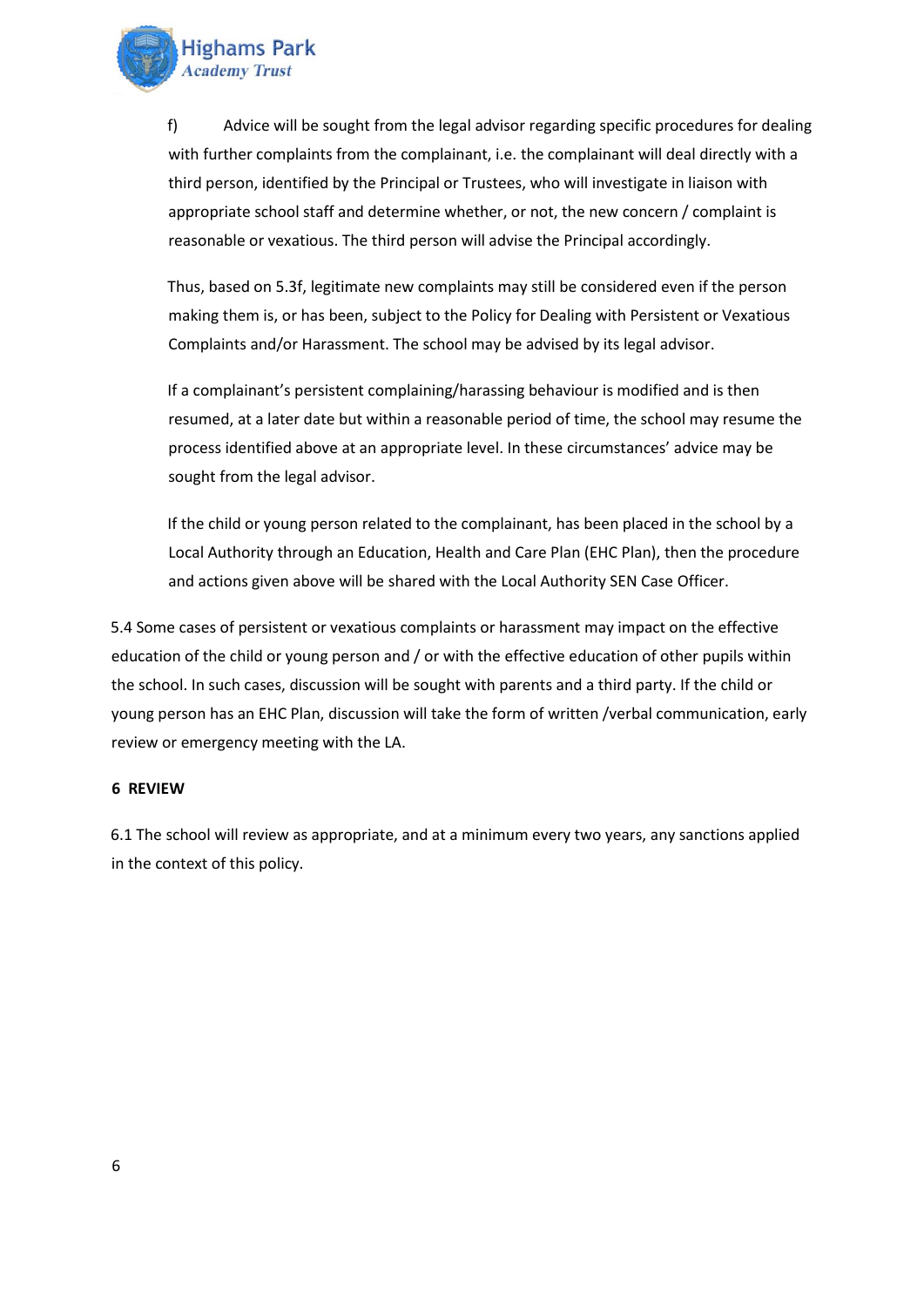f) Advice will be sought from the legal advisor regarding specific procedures for dealing with further complaints from the complainant, i.e. the complainant will deal directly with a third person, identified by the Principal or Trustees, who will investigate in liaison with appropriate school staff and determine whether, or not, the new concern / complaint is reasonable or vexatious. The third person will advise the Principal accordingly.

Thus, based on 5.3f, legitimate new complaints may still be considered even if the person making them is, or has been, subject to the Policy for Dealing with Persistent or Vexatious Complaints and/or Harassment. The school may be advised by its legal advisor.

If a complainant's persistent complaining/harassing behaviour is modified and is then resumed, at a later date but within a reasonable period of time, the school may resume the process identified above at an appropriate level. In these circumstances' advice may be sought from the legal advisor.

If the child or young person related to the complainant, has been placed in the school by a Local Authority through an Education, Health and Care Plan (EHC Plan), then the procedure and actions given above will be shared with the Local Authority SEN Case Officer.

5.4 Some cases of persistent or vexatious complaints or harassment may impact on the effective education of the child or young person and / or with the effective education of other pupils within the school. In such cases, discussion will be sought with parents and a third party. If the child or young person has an EHC Plan, discussion will take the form of written /verbal communication, early review or emergency meeting with the LA.

## 6 REVIEW

6.1 The school will review as appropriate, and at a minimum every two years, any sanctions applied in the context of this policy.